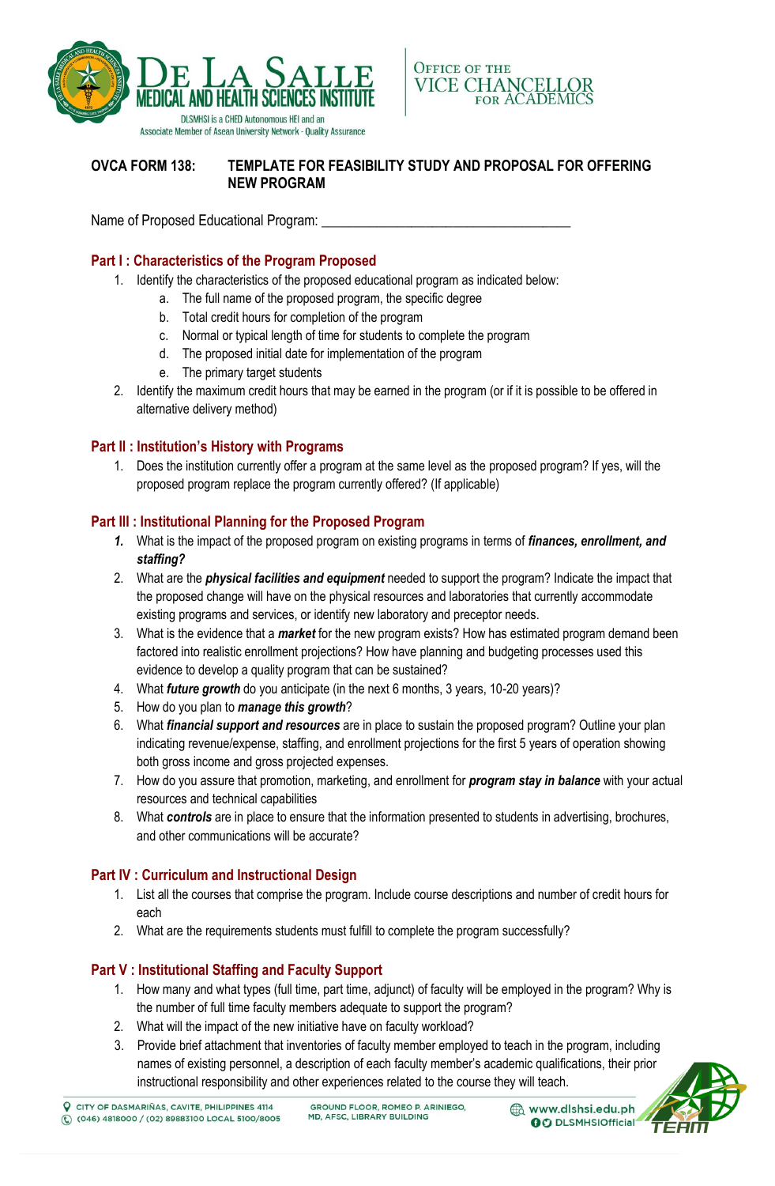**OVCA FORM 138: TEMPLATE FOR FEASIBILITY STUDY AND PROPOSAL FOR OFFERING NEW PROGRAM**

Name of Proposed Educational Program: ___________________________________

## Part I : Characteristics of the Program Proposed

1. Identify the characteristics of the proposed educational program as indicated below:
    a. The full name of the proposed program, the specific degree
    b. Total credit hours for completion of the program
    c. Normal or typical length of time for students to complete the program
    d. The proposed initial date for implementation of the program
    e. The primary target students
2. Identify the maximum credit hours that may be earned in the program (or if it is possible to be offered in alternative delivery method)

## Part II : Institution's History with Programs

1. Does the institution currently offer a program at the same level as the proposed program? If yes, will the proposed program replace the program currently offered? (If applicable)

## Part III : Institutional Planning for the Proposed Program

1. What is the impact of the proposed program on existing programs in terms of ***finances, enrollment, and staffing?***
2. What are the ***physical facilities and equipment*** needed to support the program? Indicate the impact that the proposed change will have on the physical resources and laboratories that currently accommodate existing programs and services, or identify new laboratory and preceptor needs.
3. What is the evidence that a ***market*** for the new program exists? How has estimated program demand been factored into realistic enrollment projections? How have planning and budgeting processes used this evidence to develop a quality program that can be sustained?
4. What ***future growth*** do you anticipate (in the next 6 months, 3 years, 10-20 years)?
5. How do you plan to ***manage this growth***?
6. What ***financial support and resources*** are in place to sustain the proposed program? Outline your plan indicating revenue/expense, staffing, and enrollment projections for the first 5 years of operation showing both gross income and gross projected expenses.
7. How do you assure that promotion, marketing, and enrollment for ***program stay in balance*** with your actual resources and technical capabilities
8. What ***controls*** are in place to ensure that the information presented to students in advertising, brochures, and other communications will be accurate?

## Part IV : Curriculum and Instructional Design

1. List all the courses that comprise the program. Include course descriptions and number of credit hours for each
2. What are the requirements students must fulfill to complete the program successfully?

## Part V : Institutional Staffing and Faculty Support

1. How many and what types (full time, part time, adjunct) of faculty will be employed in the program? Why is the number of full time faculty members adequate to support the program?
2. What will the impact of the new initiative have on faculty workload?
3. Provide brief attachment that inventories of faculty member employed to teach in the program, including names of existing personnel, a description of each faculty member's academic qualifications, their prior instructional responsibility and other experiences related to the course they will teach.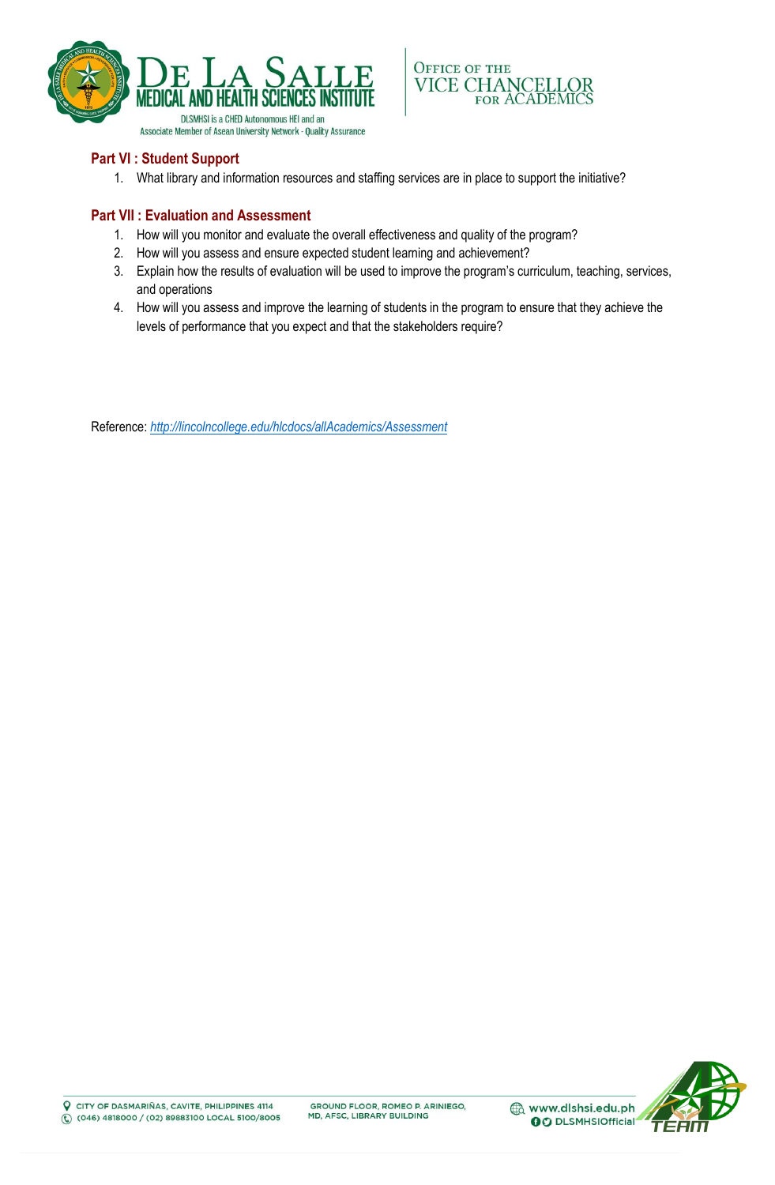## Part VI : Student Support

1. What library and information resources and staffing services are in place to support the initiative?

## Part VII : Evaluation and Assessment

1. How will you monitor and evaluate the overall effectiveness and quality of the program?
2. How will you assess and ensure expected student learning and achievement?
3. Explain how the results of evaluation will be used to improve the program's curriculum, teaching, services, and operations
4. How will you assess and improve the learning of students in the program to ensure that they achieve the levels of performance that you expect and that the stakeholders require?

Reference: *http://lincolncollege.edu/hlcdocs/allAcademics/Assessment*